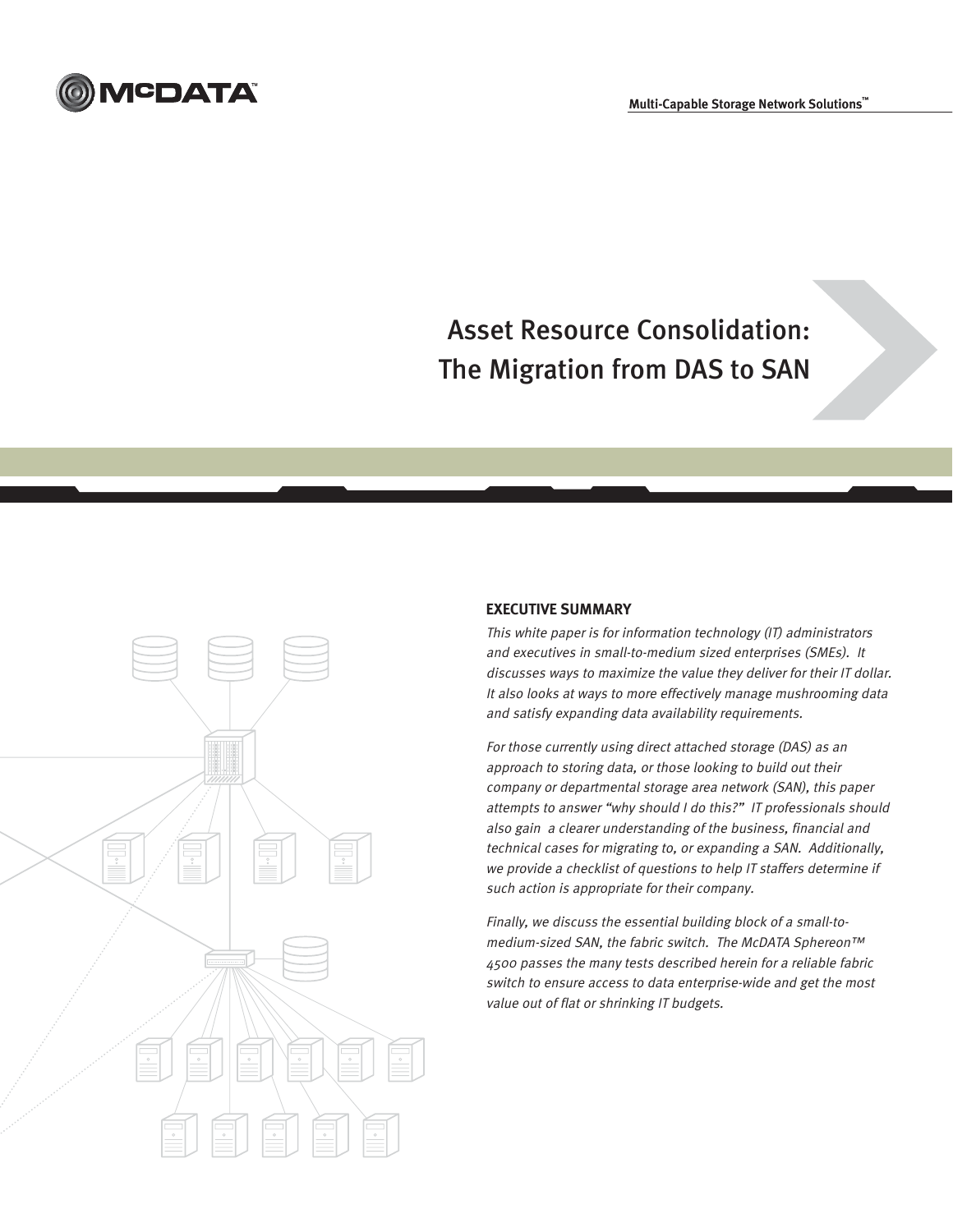Multi-Capable Storage Network Solutions™

# Asset Resource Consolidation: The Migration from DAS to SAN

## EXECUTIVE SUMMARY

*This white paper is for information technology (IT) administrators and executives in small-to-medium sized enterprises (SMEs). It discusses ways to maximize the value they deliver for their IT dollar. It also looks at ways to more effectively manage mushrooming data and satisfy expanding data availability requirements.*

*For those currently using direct attached storage (DAS) as an approach to storing data, or those looking to build out their company or departmental storage area network (SAN), this paper attempts to answer "why should I do this?" IT professionals should also gain a clearer understanding of the business, financial and technical cases for migrating to, or expanding a SAN. Additionally, we provide a checklist of questions to help IT staffers determine if such action is appropriate for their company.*

*Finally, we discuss the essential building block of a small-to-medium-sized SAN, the fabric switch. The McDATA Sphereon™ 4500 passes the many tests described herein for a reliable fabric switch to ensure access to data enterprise-wide and get the most value out of flat or shrinking IT budgets.*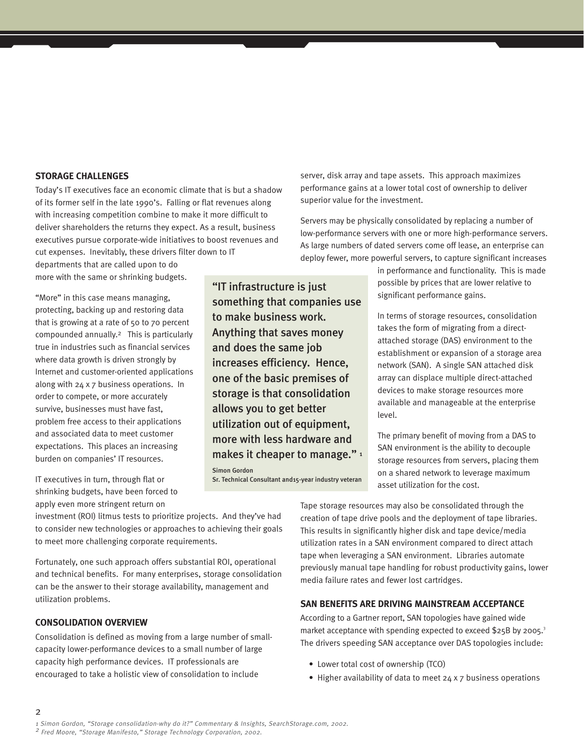## STORAGE CHALLENGES

Today's IT executives face an economic climate that is but a shadow of its former self in the late 1990's. Falling or flat revenues along with increasing competition combine to make it more difficult to deliver shareholders the returns they expect. As a result, business executives pursue corporate-wide initiatives to boost revenues and cut expenses. Inevitably, these drivers filter down to IT departments that are called upon to do more with the same or shrinking budgets.

"More" in this case means managing, protecting, backing up and restoring data that is growing at a rate of 50 to 70 percent compounded annually.[2] This is particularly true in industries such as financial services where data growth is driven strongly by Internet and customer-oriented applications along with 24 x 7 business operations. In order to compete, or more accurately survive, businesses must have fast, problem free access to their applications and associated data to meet customer expectations. This places an increasing burden on companies' IT resources.

> **"IT infrastructure is just something that companies use to make business work. Anything that saves money and does the same job increases efficiency. Hence, one of the basic premises of storage is that consolidation allows you to get better utilization out of equipment, more with less hardware and makes it cheaper to manage."** [1]
>
> Simon Gordon
> Sr. Technical Consultant and15-year industry veteran

IT executives in turn, through flat or shrinking budgets, have been forced to apply even more stringent return on investment (ROI) litmus tests to prioritize projects. And they've had to consider new technologies or approaches to achieving their goals to meet more challenging corporate requirements.

Fortunately, one such approach offers substantial ROI, operational and technical benefits. For many enterprises, storage consolidation can be the answer to their storage availability, management and utilization problems.

## CONSOLIDATION OVERVIEW

Consolidation is defined as moving from a large number of small-capacity lower-performance devices to a small number of large capacity high performance devices. IT professionals are encouraged to take a holistic view of consolidation to include server, disk array and tape assets. This approach maximizes performance gains at a lower total cost of ownership to deliver superior value for the investment.

Servers may be physically consolidated by replacing a number of low-performance servers with one or more high-performance servers. As large numbers of dated servers come off lease, an enterprise can deploy fewer, more powerful servers, to capture significant increases in performance and functionality. This is made possible by prices that are lower relative to significant performance gains.

In terms of storage resources, consolidation takes the form of migrating from a direct-attached storage (DAS) environment to the establishment or expansion of a storage area network (SAN). A single SAN attached disk array can displace multiple direct-attached devices to make storage resources more available and manageable at the enterprise level.

The primary benefit of moving from a DAS to SAN environment is the ability to decouple storage resources from servers, placing them on a shared network to leverage maximum asset utilization for the cost.

Tape storage resources may also be consolidated through the creation of tape drive pools and the deployment of tape libraries. This results in significantly higher disk and tape device/media utilization rates in a SAN environment compared to direct attach tape when leveraging a SAN environment. Libraries automate previously manual tape handling for robust productivity gains, lower media failure rates and fewer lost cartridges.

## SAN BENEFITS ARE DRIVING MAINSTREAM ACCEPTANCE

According to a Gartner report, SAN topologies have gained wide market acceptance with spending expected to exceed $25B by 2005.[3] The drivers speeding SAN acceptance over DAS topologies include:

- Lower total cost of ownership (TCO)
- Higher availability of data to meet 24 x 7 business operations

---

*1 Simon Gordon, "Storage consolidation-why do it?" Commentary & Insights, SearchStorage.com, 2002.*
*2 Fred Moore, "Storage Manifesto," Storage Technology Corporation, 2002.*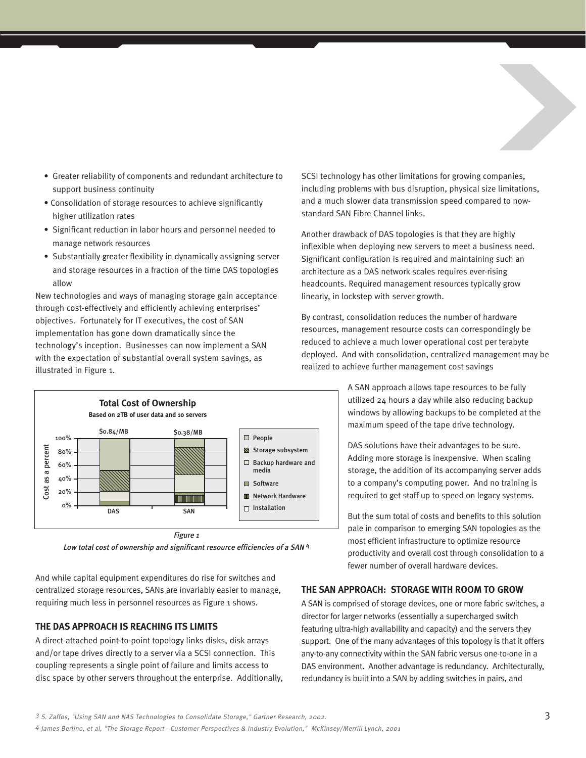- Greater reliability of components and redundant architecture to support business continuity
- Consolidation of storage resources to achieve significantly higher utilization rates
- Significant reduction in labor hours and personnel needed to manage network resources
- Substantially greater flexibility in dynamically assigning server and storage resources in a fraction of the time DAS topologies allow

New technologies and ways of managing storage gain acceptance through cost-effectively and efficiently achieving enterprises' objectives. Fortunately for IT executives, the cost of SAN implementation has gone down dramatically since the technology's inception. Businesses can now implement a SAN with the expectation of substantial overall system savings, as illustrated in Figure 1.

**Total Cost of Ownership**
**Based on 2TB of user data and 10 servers**

$0.84/MB
$0.38/MB
100%
80%
60%
40%
20%
0%
Cost as a percent
DAS
SAN
People
Storage subsystem
Backup hardware and media
Software
Network Hardware
Installation

*Figure 1*

*Low total cost of ownership and significant resource efficiencies of a SAN* [4]

And while capital equipment expenditures do rise for switches and centralized storage resources, SANs are invariably easier to manage, requiring much less in personnel resources as Figure 1 shows.

## THE DAS APPROACH IS REACHING ITS LIMITS

A direct-attached point-to-point topology links disks, disk arrays and/or tape drives directly to a server via a SCSI connection. This coupling represents a single point of failure and limits access to disc space by other servers throughout the enterprise. Additionally, SCSI technology has other limitations for growing companies, including problems with bus disruption, physical size limitations, and a much slower data transmission speed compared to now-standard SAN Fibre Channel links.

Another drawback of DAS topologies is that they are highly inflexible when deploying new servers to meet a business need. Significant configuration is required and maintaining such an architecture as a DAS network scales requires ever-rising headcounts. Required management resources typically grow linearly, in lockstep with server growth.

By contrast, consolidation reduces the number of hardware resources, management resource costs can correspondingly be reduced to achieve a much lower operational cost per terabyte deployed. And with consolidation, centralized management may be realized to achieve further management cost savings

A SAN approach allows tape resources to be fully utilized 24 hours a day while also reducing backup windows by allowing backups to be completed at the maximum speed of the tape drive technology.

DAS solutions have their advantages to be sure. Adding more storage is inexpensive. When scaling storage, the addition of its accompanying server adds to a company's computing power. And no training is required to get staff up to speed on legacy systems.

But the sum total of costs and benefits to this solution pale in comparison to emerging SAN topologies as the most efficient infrastructure to optimize resource productivity and overall cost through consolidation to a fewer number of overall hardware devices.

## THE SAN APPROACH: STORAGE WITH ROOM TO GROW

A SAN is comprised of storage devices, one or more fabric switches, a director for larger networks (essentially a supercharged switch featuring ultra-high availability and capacity) and the servers they support. One of the many advantages of this topology is that it offers any-to-any connectivity within the SAN fabric versus one-to-one in a DAS environment. Another advantage is redundancy. Architecturally, redundancy is built into a SAN by adding switches in pairs, and

[3] S. Zaffos, "Using SAN and NAS Technologies to Consolidate Storage," Gartner Research, 2002.

[4] James Berlino, et al, "The Storage Report - Customer Perspectives & Industry Evolution," McKinsey/Merrill Lynch, 2001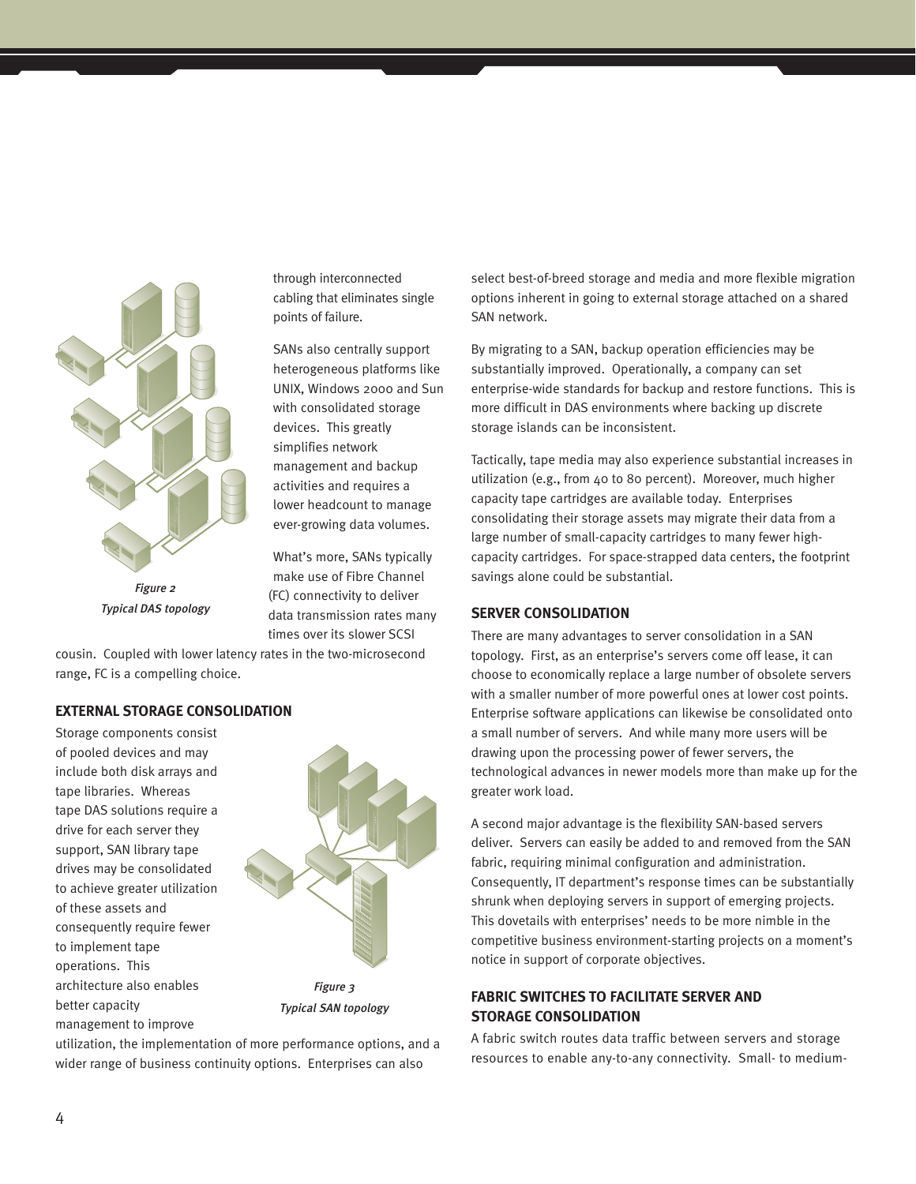*Figure 2*
*Typical DAS topology*

through interconnected cabling that eliminates single points of failure.

SANs also centrally support heterogeneous platforms like UNIX, Windows 2000 and Sun with consolidated storage devices. This greatly simplifies network management and backup activities and requires a lower headcount to manage ever-growing data volumes.

What's more, SANs typically make use of Fibre Channel (FC) connectivity to deliver data transmission rates many times over its slower SCSI cousin. Coupled with lower latency rates in the two-microsecond range, FC is a compelling choice.

## EXTERNAL STORAGE CONSOLIDATION

Storage components consist of pooled devices and may include both disk arrays and tape libraries. Whereas tape DAS solutions require a drive for each server they support, SAN library tape drives may be consolidated to achieve greater utilization of these assets and consequently require fewer to implement tape operations. This architecture also enables better capacity management to improve utilization, the implementation of more performance options, and a wider range of business continuity options. Enterprises can also select best-of-breed storage and media and more flexible migration options inherent in going to external storage attached on a shared SAN network.

*Figure 3*
*Typical SAN topology*

By migrating to a SAN, backup operation efficiencies may be substantially improved. Operationally, a company can set enterprise-wide standards for backup and restore functions. This is more difficult in DAS environments where backing up discrete storage islands can be inconsistent.

Tactically, tape media may also experience substantial increases in utilization (e.g., from 40 to 80 percent). Moreover, much higher capacity tape cartridges are available today. Enterprises consolidating their storage assets may migrate their data from a large number of small-capacity cartridges to many fewer high-capacity cartridges. For space-strapped data centers, the footprint savings alone could be substantial.

## SERVER CONSOLIDATION

There are many advantages to server consolidation in a SAN topology. First, as an enterprise's servers come off lease, it can choose to economically replace a large number of obsolete servers with a smaller number of more powerful ones at lower cost points. Enterprise software applications can likewise be consolidated onto a small number of servers. And while many more users will be drawing upon the processing power of fewer servers, the technological advances in newer models more than make up for the greater work load.

A second major advantage is the flexibility SAN-based servers deliver. Servers can easily be added to and removed from the SAN fabric, requiring minimal configuration and administration. Consequently, IT department's response times can be substantially shrunk when deploying servers in support of emerging projects. This dovetails with enterprises' needs to be more nimble in the competitive business environment-starting projects on a moment's notice in support of corporate objectives.

## FABRIC SWITCHES TO FACILITATE SERVER AND STORAGE CONSOLIDATION

A fabric switch routes data traffic between servers and storage resources to enable any-to-any connectivity. Small- to medium-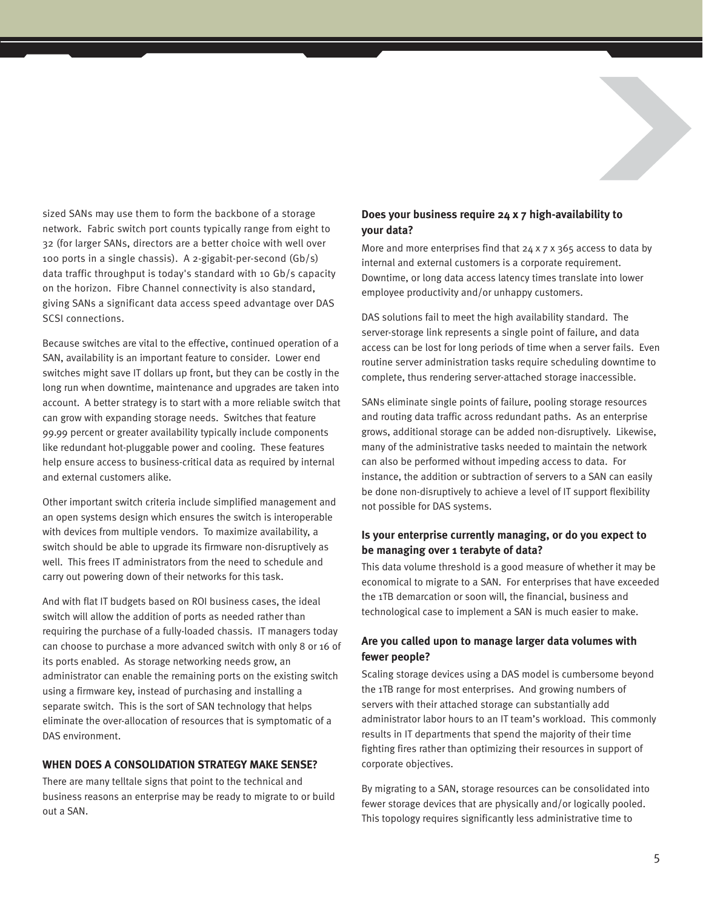sized SANs may use them to form the backbone of a storage network. Fabric switch port counts typically range from eight to 32 (for larger SANs, directors are a better choice with well over 100 ports in a single chassis). A 2-gigabit-per-second (Gb/s) data traffic throughput is today's standard with 10 Gb/s capacity on the horizon. Fibre Channel connectivity is also standard, giving SANs a significant data access speed advantage over DAS SCSI connections.

Because switches are vital to the effective, continued operation of a SAN, availability is an important feature to consider. Lower end switches might save IT dollars up front, but they can be costly in the long run when downtime, maintenance and upgrades are taken into account. A better strategy is to start with a more reliable switch that can grow with expanding storage needs. Switches that feature 99.99 percent or greater availability typically include components like redundant hot-pluggable power and cooling. These features help ensure access to business-critical data as required by internal and external customers alike.

Other important switch criteria include simplified management and an open systems design which ensures the switch is interoperable with devices from multiple vendors. To maximize availability, a switch should be able to upgrade its firmware non-disruptively as well. This frees IT administrators from the need to schedule and carry out powering down of their networks for this task.

And with flat IT budgets based on ROI business cases, the ideal switch will allow the addition of ports as needed rather than requiring the purchase of a fully-loaded chassis. IT managers today can choose to purchase a more advanced switch with only 8 or 16 of its ports enabled. As storage networking needs grow, an administrator can enable the remaining ports on the existing switch using a firmware key, instead of purchasing and installing a separate switch. This is the sort of SAN technology that helps eliminate the over-allocation of resources that is symptomatic of a DAS environment.

## WHEN DOES A CONSOLIDATION STRATEGY MAKE SENSE?

There are many telltale signs that point to the technical and business reasons an enterprise may be ready to migrate to or build out a SAN.

### Does your business require 24 x 7 high-availability to your data?

More and more enterprises find that 24 x 7 x 365 access to data by internal and external customers is a corporate requirement. Downtime, or long data access latency times translate into lower employee productivity and/or unhappy customers.

DAS solutions fail to meet the high availability standard. The server-storage link represents a single point of failure, and data access can be lost for long periods of time when a server fails. Even routine server administration tasks require scheduling downtime to complete, thus rendering server-attached storage inaccessible.

SANs eliminate single points of failure, pooling storage resources and routing data traffic across redundant paths. As an enterprise grows, additional storage can be added non-disruptively. Likewise, many of the administrative tasks needed to maintain the network can also be performed without impeding access to data. For instance, the addition or subtraction of servers to a SAN can easily be done non-disruptively to achieve a level of IT support flexibility not possible for DAS systems.

### Is your enterprise currently managing, or do you expect to be managing over 1 terabyte of data?

This data volume threshold is a good measure of whether it may be economical to migrate to a SAN. For enterprises that have exceeded the 1TB demarcation or soon will, the financial, business and technological case to implement a SAN is much easier to make.

### Are you called upon to manage larger data volumes with fewer people?

Scaling storage devices using a DAS model is cumbersome beyond the 1TB range for most enterprises. And growing numbers of servers with their attached storage can substantially add administrator labor hours to an IT team's workload. This commonly results in IT departments that spend the majority of their time fighting fires rather than optimizing their resources in support of corporate objectives.

By migrating to a SAN, storage resources can be consolidated into fewer storage devices that are physically and/or logically pooled. This topology requires significantly less administrative time to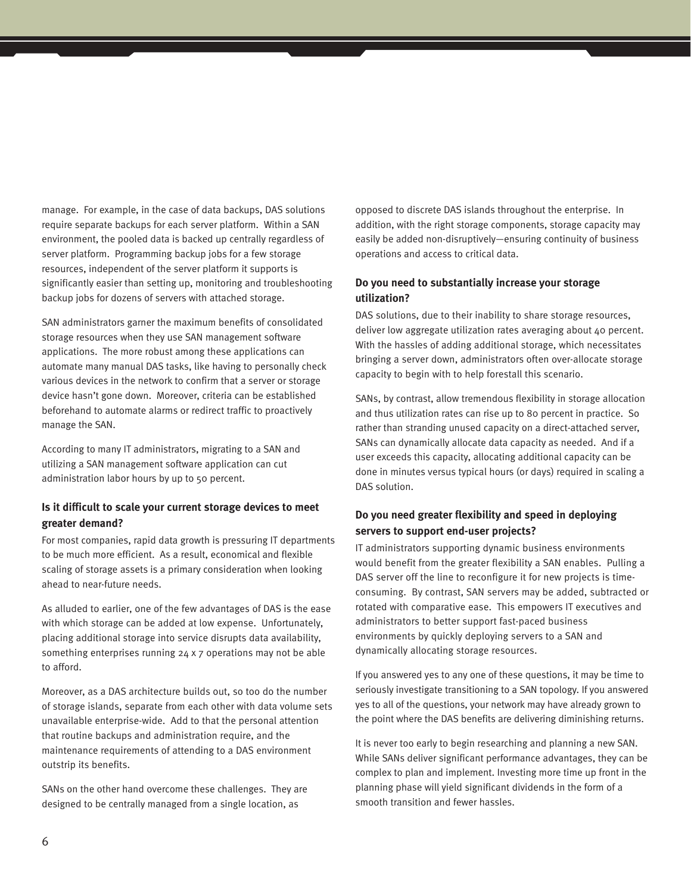manage. For example, in the case of data backups, DAS solutions require separate backups for each server platform. Within a SAN environment, the pooled data is backed up centrally regardless of server platform. Programming backup jobs for a few storage resources, independent of the server platform it supports is significantly easier than setting up, monitoring and troubleshooting backup jobs for dozens of servers with attached storage.

SAN administrators garner the maximum benefits of consolidated storage resources when they use SAN management software applications. The more robust among these applications can automate many manual DAS tasks, like having to personally check various devices in the network to confirm that a server or storage device hasn't gone down. Moreover, criteria can be established beforehand to automate alarms or redirect traffic to proactively manage the SAN.

According to many IT administrators, migrating to a SAN and utilizing a SAN management software application can cut administration labor hours by up to 50 percent.

### Is it difficult to scale your current storage devices to meet greater demand?

For most companies, rapid data growth is pressuring IT departments to be much more efficient. As a result, economical and flexible scaling of storage assets is a primary consideration when looking ahead to near-future needs.

As alluded to earlier, one of the few advantages of DAS is the ease with which storage can be added at low expense. Unfortunately, placing additional storage into service disrupts data availability, something enterprises running 24 x 7 operations may not be able to afford.

Moreover, as a DAS architecture builds out, so too do the number of storage islands, separate from each other with data volume sets unavailable enterprise-wide. Add to that the personal attention that routine backups and administration require, and the maintenance requirements of attending to a DAS environment outstrip its benefits.

SANs on the other hand overcome these challenges. They are designed to be centrally managed from a single location, as opposed to discrete DAS islands throughout the enterprise. In addition, with the right storage components, storage capacity may easily be added non-disruptively—ensuring continuity of business operations and access to critical data.

### Do you need to substantially increase your storage utilization?

DAS solutions, due to their inability to share storage resources, deliver low aggregate utilization rates averaging about 40 percent. With the hassles of adding additional storage, which necessitates bringing a server down, administrators often over-allocate storage capacity to begin with to help forestall this scenario.

SANs, by contrast, allow tremendous flexibility in storage allocation and thus utilization rates can rise up to 80 percent in practice. So rather than stranding unused capacity on a direct-attached server, SANs can dynamically allocate data capacity as needed. And if a user exceeds this capacity, allocating additional capacity can be done in minutes versus typical hours (or days) required in scaling a DAS solution.

### Do you need greater flexibility and speed in deploying servers to support end-user projects?

IT administrators supporting dynamic business environments would benefit from the greater flexibility a SAN enables. Pulling a DAS server off the line to reconfigure it for new projects is time-consuming. By contrast, SAN servers may be added, subtracted or rotated with comparative ease. This empowers IT executives and administrators to better support fast-paced business environments by quickly deploying servers to a SAN and dynamically allocating storage resources.

If you answered yes to any one of these questions, it may be time to seriously investigate transitioning to a SAN topology. If you answered yes to all of the questions, your network may have already grown to the point where the DAS benefits are delivering diminishing returns.

It is never too early to begin researching and planning a new SAN. While SANs deliver significant performance advantages, they can be complex to plan and implement. Investing more time up front in the planning phase will yield significant dividends in the form of a smooth transition and fewer hassles.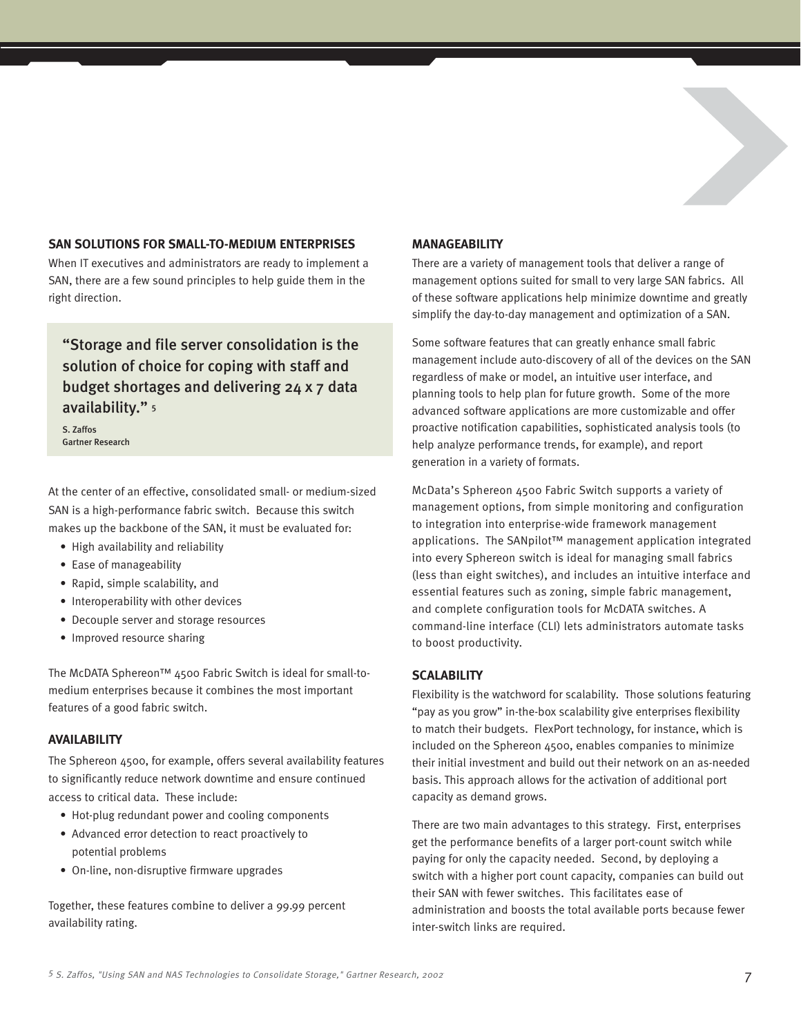## SAN SOLUTIONS FOR SMALL-TO-MEDIUM ENTERPRISES

When IT executives and administrators are ready to implement a SAN, there are a few sound principles to help guide them in the right direction.

> **"Storage and file server consolidation is the solution of choice for coping with staff and budget shortages and delivering 24 x 7 data availability."** [5]
>
> S. Zaffos
> Gartner Research

At the center of an effective, consolidated small- or medium-sized SAN is a high-performance fabric switch. Because this switch makes up the backbone of the SAN, it must be evaluated for:

- High availability and reliability
- Ease of manageability
- Rapid, simple scalability, and
- Interoperability with other devices
- Decouple server and storage resources
- Improved resource sharing

The McDATA Sphereon™ 4500 Fabric Switch is ideal for small-to-medium enterprises because it combines the most important features of a good fabric switch.

### AVAILABILITY

The Sphereon 4500, for example, offers several availability features to significantly reduce network downtime and ensure continued access to critical data. These include:

- Hot-plug redundant power and cooling components
- Advanced error detection to react proactively to potential problems
- On-line, non-disruptive firmware upgrades

Together, these features combine to deliver a 99.99 percent availability rating.

### MANAGEABILITY

There are a variety of management tools that deliver a range of management options suited for small to very large SAN fabrics. All of these software applications help minimize downtime and greatly simplify the day-to-day management and optimization of a SAN.

Some software features that can greatly enhance small fabric management include auto-discovery of all of the devices on the SAN regardless of make or model, an intuitive user interface, and planning tools to help plan for future growth. Some of the more advanced software applications are more customizable and offer proactive notification capabilities, sophisticated analysis tools (to help analyze performance trends, for example), and report generation in a variety of formats.

McData's Sphereon 4500 Fabric Switch supports a variety of management options, from simple monitoring and configuration to integration into enterprise-wide framework management applications. The SANpilot™ management application integrated into every Sphereon switch is ideal for managing small fabrics (less than eight switches), and includes an intuitive interface and essential features such as zoning, simple fabric management, and complete configuration tools for McDATA switches. A command-line interface (CLI) lets administrators automate tasks to boost productivity.

### SCALABILITY

Flexibility is the watchword for scalability. Those solutions featuring "pay as you grow" in-the-box scalability give enterprises flexibility to match their budgets. FlexPort technology, for instance, which is included on the Sphereon 4500, enables companies to minimize their initial investment and build out their network on an as-needed basis. This approach allows for the activation of additional port capacity as demand grows.

There are two main advantages to this strategy. First, enterprises get the performance benefits of a larger port-count switch while paying for only the capacity needed. Second, by deploying a switch with a higher port count capacity, companies can build out their SAN with fewer switches. This facilitates ease of administration and boosts the total available ports because fewer inter-switch links are required.

---

[5] *S. Zaffos, "Using SAN and NAS Technologies to Consolidate Storage," Gartner Research, 2002*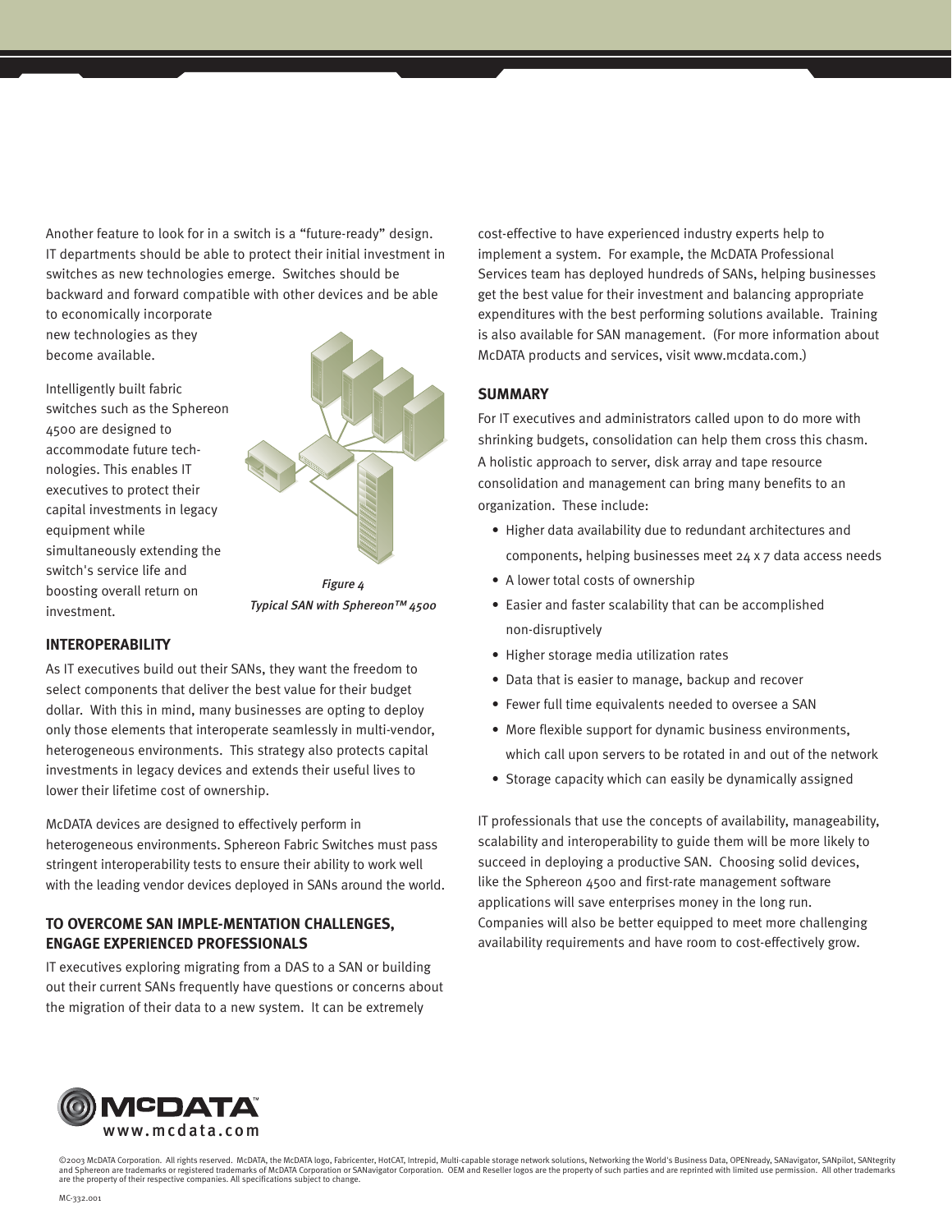Another feature to look for in a switch is a "future-ready" design. IT departments should be able to protect their initial investment in switches as new technologies emerge. Switches should be backward and forward compatible with other devices and be able to economically incorporate new technologies as they become available.

Intelligently built fabric switches such as the Sphereon 4500 are designed to accommodate future technologies. This enables IT executives to protect their capital investments in legacy equipment while simultaneously extending the switch's service life and boosting overall return on investment.

*Figure 4*
*Typical SAN with Sphereon™ 4500*

## INTEROPERABILITY

As IT executives build out their SANs, they want the freedom to select components that deliver the best value for their budget dollar. With this in mind, many businesses are opting to deploy only those elements that interoperate seamlessly in multi-vendor, heterogeneous environments. This strategy also protects capital investments in legacy devices and extends their useful lives to lower their lifetime cost of ownership.

McDATA devices are designed to effectively perform in heterogeneous environments. Sphereon Fabric Switches must pass stringent interoperability tests to ensure their ability to work well with the leading vendor devices deployed in SANs around the world.

## TO OVERCOME SAN IMPLE-MENTATION CHALLENGES, ENGAGE EXPERIENCED PROFESSIONALS

IT executives exploring migrating from a DAS to a SAN or building out their current SANs frequently have questions or concerns about the migration of their data to a new system. It can be extremely cost-effective to have experienced industry experts help to implement a system. For example, the McDATA Professional Services team has deployed hundreds of SANs, helping businesses get the best value for their investment and balancing appropriate expenditures with the best performing solutions available. Training is also available for SAN management. (For more information about McDATA products and services, visit www.mcdata.com.)

## SUMMARY

For IT executives and administrators called upon to do more with shrinking budgets, consolidation can help them cross this chasm. A holistic approach to server, disk array and tape resource consolidation and management can bring many benefits to an organization. These include:

- Higher data availability due to redundant architectures and components, helping businesses meet 24 x 7 data access needs
- A lower total costs of ownership
- Easier and faster scalability that can be accomplished non-disruptively
- Higher storage media utilization rates
- Data that is easier to manage, backup and recover
- Fewer full time equivalents needed to oversee a SAN
- More flexible support for dynamic business environments, which call upon servers to be rotated in and out of the network
- Storage capacity which can easily be dynamically assigned

IT professionals that use the concepts of availability, manageability, scalability and interoperability to guide them will be more likely to succeed in deploying a productive SAN. Choosing solid devices, like the Sphereon 4500 and first-rate management software applications will save enterprises money in the long run. Companies will also be better equipped to meet more challenging availability requirements and have room to cost-effectively grow.

McDATA™
www.mcdata.com

©2003 McDATA Corporation. All rights reserved. McDATA, the McDATA logo, Fabricenter, HotCAT, Intrepid, Multi-capable storage network solutions, Networking the World's Business Data, OPENready, SANavigator, SANpilot, SANtegrity and Sphereon are trademarks or registered trademarks of McDATA Corporation or SANavigator Corporation. OEM and Reseller logos are the property of such parties and are reprinted with limited use permission. All other trademarks are the property of their respective companies. All specifications subject to change.

MC-332.001